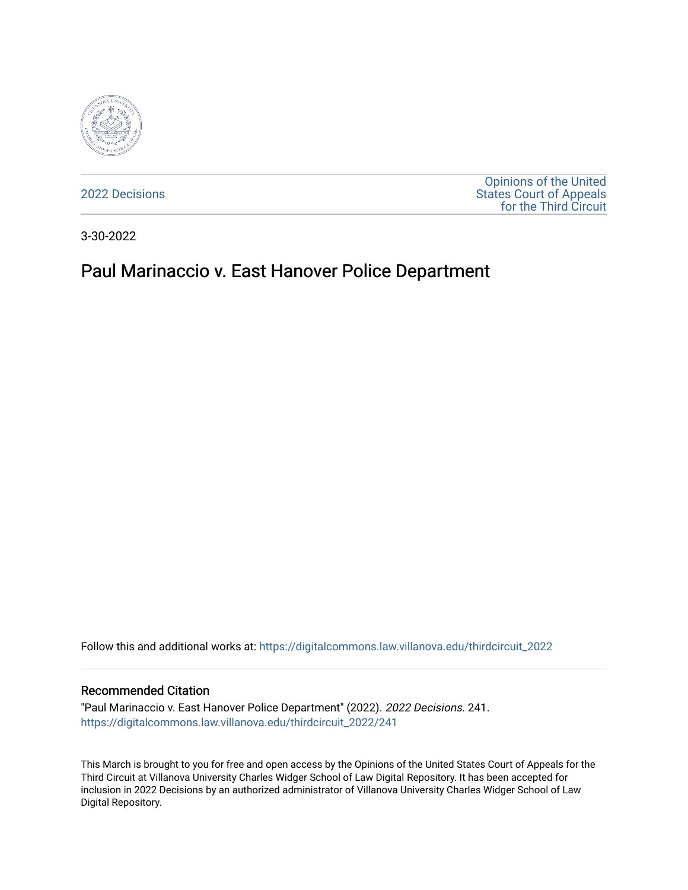2022 Decisions

Opinions of the United States Court of Appeals for the Third Circuit

3-30-2022

# Paul Marinaccio v. East Hanover Police Department

Follow this and additional works at: https://digitalcommons.law.villanova.edu/thirdcircuit_2022

## Recommended Citation

"Paul Marinaccio v. East Hanover Police Department" (2022). *2022 Decisions*. 241.
https://digitalcommons.law.villanova.edu/thirdcircuit_2022/241

This March is brought to you for free and open access by the Opinions of the United States Court of Appeals for the Third Circuit at Villanova University Charles Widger School of Law Digital Repository. It has been accepted for inclusion in 2022 Decisions by an authorized administrator of Villanova University Charles Widger School of Law Digital Repository.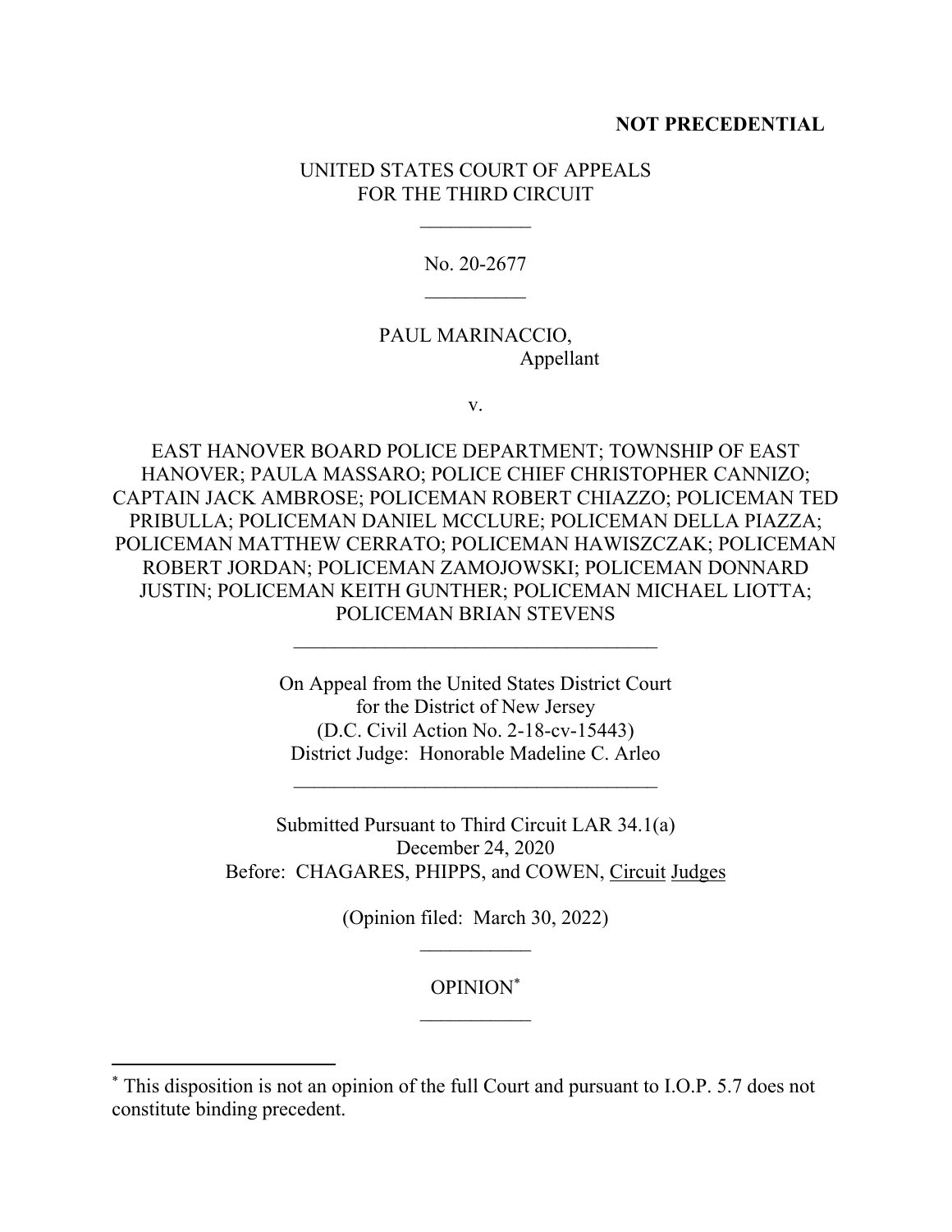**NOT PRECEDENTIAL**

UNITED STATES COURT OF APPEALS
FOR THE THIRD CIRCUIT

\_\_\_\_\_\_\_\_\_\_\_

No. 20-2677

\_\_\_\_\_\_\_\_\_\_

PAUL MARINACCIO,
Appellant

v.

EAST HANOVER BOARD POLICE DEPARTMENT; TOWNSHIP OF EAST HANOVER; PAULA MASSARO; POLICE CHIEF CHRISTOPHER CANNIZO; CAPTAIN JACK AMBROSE; POLICEMAN ROBERT CHIAZZO; POLICEMAN TED PRIBULLA; POLICEMAN DANIEL MCCLURE; POLICEMAN DELLA PIAZZA; POLICEMAN MATTHEW CERRATO; POLICEMAN HAWISZCZAK; POLICEMAN ROBERT JORDAN; POLICEMAN ZAMOJOWSKI; POLICEMAN DONNARD JUSTIN; POLICEMAN KEITH GUNTHER; POLICEMAN MICHAEL LIOTTA; POLICEMAN BRIAN STEVENS

\_\_\_\_\_\_\_\_\_\_\_\_\_\_\_\_\_\_\_\_\_\_\_\_\_\_\_\_\_\_\_\_\_\_\_\_

On Appeal from the United States District Court
for the District of New Jersey
(D.C. Civil Action No. 2-18-cv-15443)
District Judge: Honorable Madeline C. Arleo

\_\_\_\_\_\_\_\_\_\_\_\_\_\_\_\_\_\_\_\_\_\_\_\_\_\_\_\_\_\_\_\_\_\_\_\_

Submitted Pursuant to Third Circuit LAR 34.1(a)
December 24, 2020
Before: CHAGARES, PHIPPS, and COWEN, Circuit Judges

(Opinion filed: March 30, 2022)

\_\_\_\_\_\_\_\_\_\_\_

OPINION[*]

\_\_\_\_\_\_\_\_\_\_\_

[*] This disposition is not an opinion of the full Court and pursuant to I.O.P. 5.7 does not constitute binding precedent.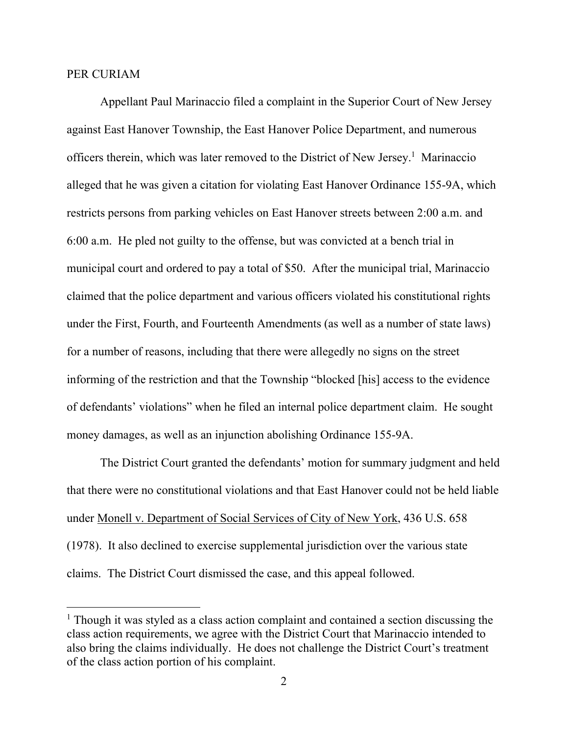PER CURIAM

Appellant Paul Marinaccio filed a complaint in the Superior Court of New Jersey against East Hanover Township, the East Hanover Police Department, and numerous officers therein, which was later removed to the District of New Jersey.[1] Marinaccio alleged that he was given a citation for violating East Hanover Ordinance 155-9A, which restricts persons from parking vehicles on East Hanover streets between 2:00 a.m. and 6:00 a.m. He pled not guilty to the offense, but was convicted at a bench trial in municipal court and ordered to pay a total of $50. After the municipal trial, Marinaccio claimed that the police department and various officers violated his constitutional rights under the First, Fourth, and Fourteenth Amendments (as well as a number of state laws) for a number of reasons, including that there were allegedly no signs on the street informing of the restriction and that the Township "blocked [his] access to the evidence of defendants' violations" when he filed an internal police department claim. He sought money damages, as well as an injunction abolishing Ordinance 155-9A.

The District Court granted the defendants' motion for summary judgment and held that there were no constitutional violations and that East Hanover could not be held liable under Monell v. Department of Social Services of City of New York, 436 U.S. 658 (1978). It also declined to exercise supplemental jurisdiction over the various state claims. The District Court dismissed the case, and this appeal followed.

[1] Though it was styled as a class action complaint and contained a section discussing the class action requirements, we agree with the District Court that Marinaccio intended to also bring the claims individually. He does not challenge the District Court's treatment of the class action portion of his complaint.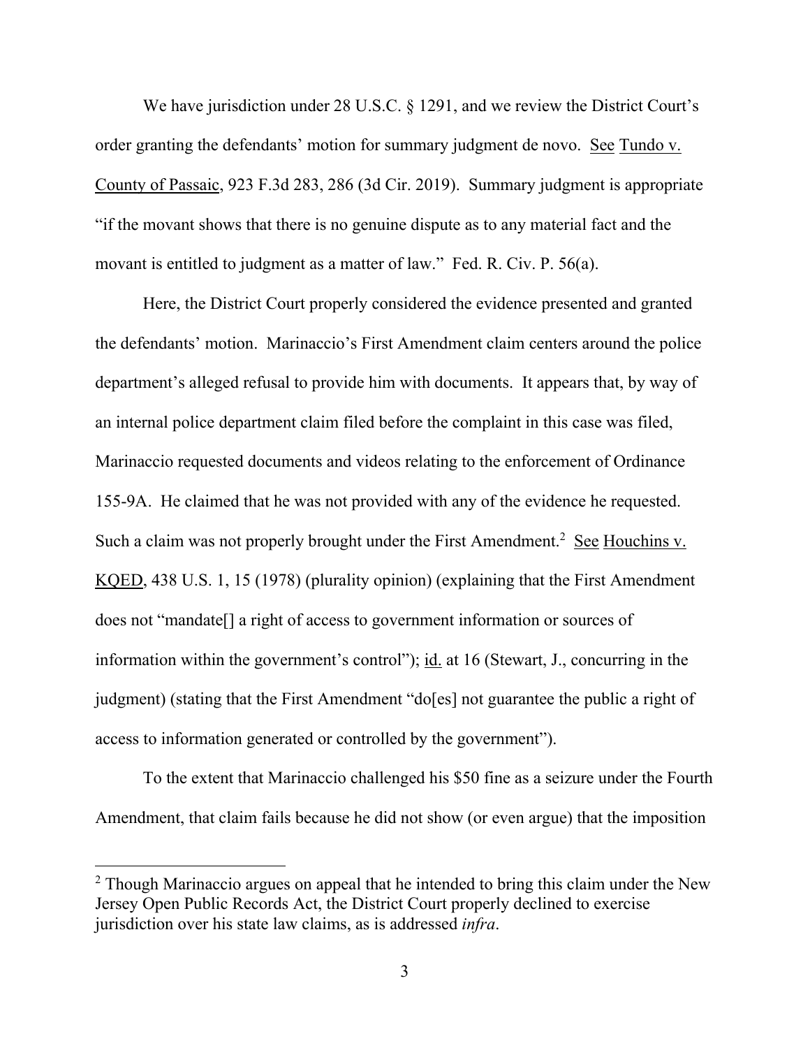We have jurisdiction under 28 U.S.C. § 1291, and we review the District Court's order granting the defendants' motion for summary judgment de novo. See Tundo v. County of Passaic, 923 F.3d 283, 286 (3d Cir. 2019). Summary judgment is appropriate "if the movant shows that there is no genuine dispute as to any material fact and the movant is entitled to judgment as a matter of law." Fed. R. Civ. P. 56(a).

Here, the District Court properly considered the evidence presented and granted the defendants' motion. Marinaccio's First Amendment claim centers around the police department's alleged refusal to provide him with documents. It appears that, by way of an internal police department claim filed before the complaint in this case was filed, Marinaccio requested documents and videos relating to the enforcement of Ordinance 155-9A. He claimed that he was not provided with any of the evidence he requested. Such a claim was not properly brought under the First Amendment.[2] See Houchins v. KQED, 438 U.S. 1, 15 (1978) (plurality opinion) (explaining that the First Amendment does not "mandate[] a right of access to government information or sources of information within the government's control"); id. at 16 (Stewart, J., concurring in the judgment) (stating that the First Amendment "do[es] not guarantee the public a right of access to information generated or controlled by the government").

To the extent that Marinaccio challenged his $50 fine as a seizure under the Fourth Amendment, that claim fails because he did not show (or even argue) that the imposition

[2] Though Marinaccio argues on appeal that he intended to bring this claim under the New Jersey Open Public Records Act, the District Court properly declined to exercise jurisdiction over his state law claims, as is addressed *infra*.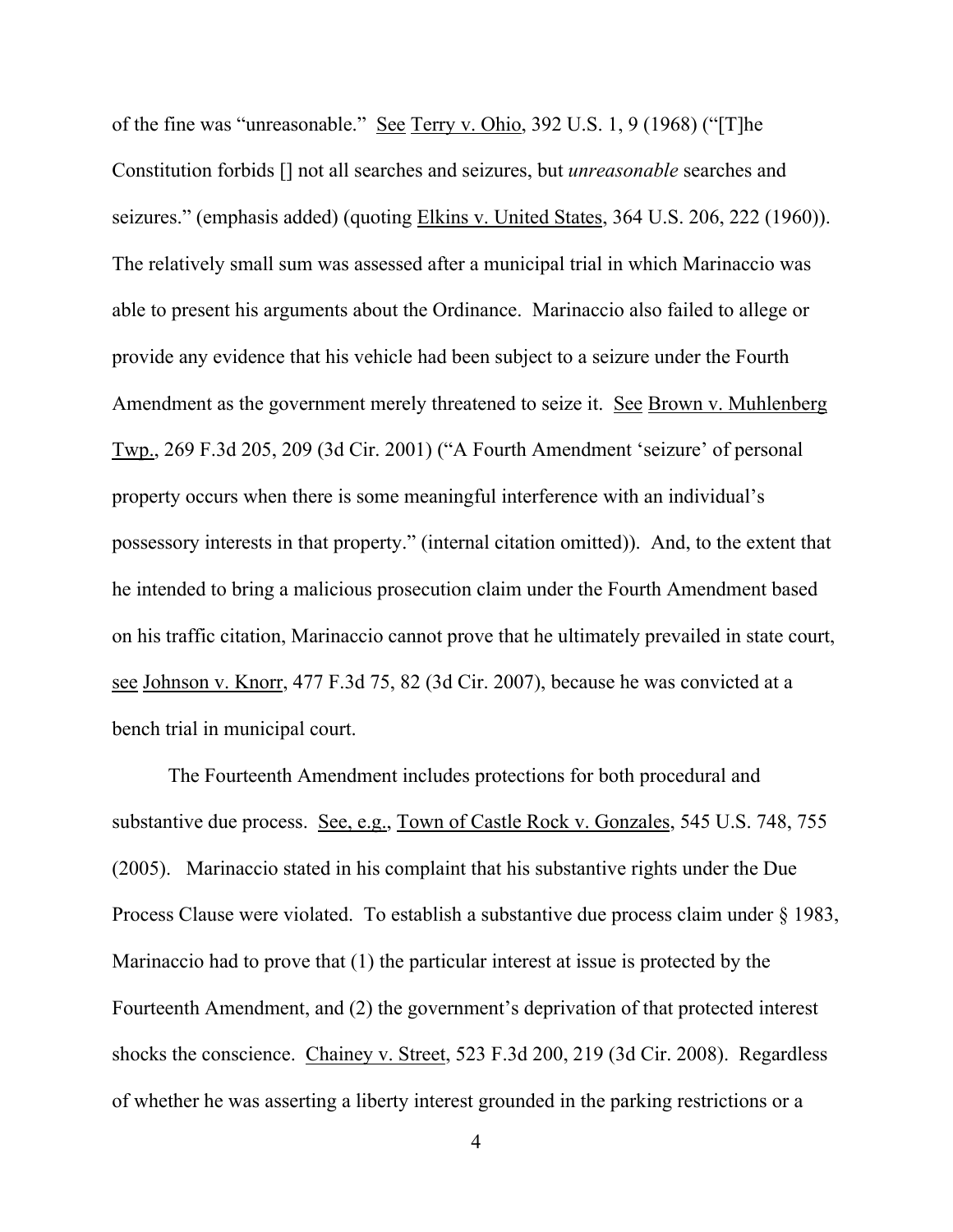of the fine was "unreasonable." See Terry v. Ohio, 392 U.S. 1, 9 (1968) ("[T]he Constitution forbids [] not all searches and seizures, but *unreasonable* searches and seizures." (emphasis added) (quoting Elkins v. United States, 364 U.S. 206, 222 (1960)). The relatively small sum was assessed after a municipal trial in which Marinaccio was able to present his arguments about the Ordinance. Marinaccio also failed to allege or provide any evidence that his vehicle had been subject to a seizure under the Fourth Amendment as the government merely threatened to seize it. See Brown v. Muhlenberg Twp., 269 F.3d 205, 209 (3d Cir. 2001) ("A Fourth Amendment 'seizure' of personal property occurs when there is some meaningful interference with an individual's possessory interests in that property." (internal citation omitted)). And, to the extent that he intended to bring a malicious prosecution claim under the Fourth Amendment based on his traffic citation, Marinaccio cannot prove that he ultimately prevailed in state court, see Johnson v. Knorr, 477 F.3d 75, 82 (3d Cir. 2007), because he was convicted at a bench trial in municipal court.

The Fourteenth Amendment includes protections for both procedural and substantive due process. See, e.g., Town of Castle Rock v. Gonzales, 545 U.S. 748, 755 (2005). Marinaccio stated in his complaint that his substantive rights under the Due Process Clause were violated. To establish a substantive due process claim under § 1983, Marinaccio had to prove that (1) the particular interest at issue is protected by the Fourteenth Amendment, and (2) the government's deprivation of that protected interest shocks the conscience. Chainey v. Street, 523 F.3d 200, 219 (3d Cir. 2008). Regardless of whether he was asserting a liberty interest grounded in the parking restrictions or a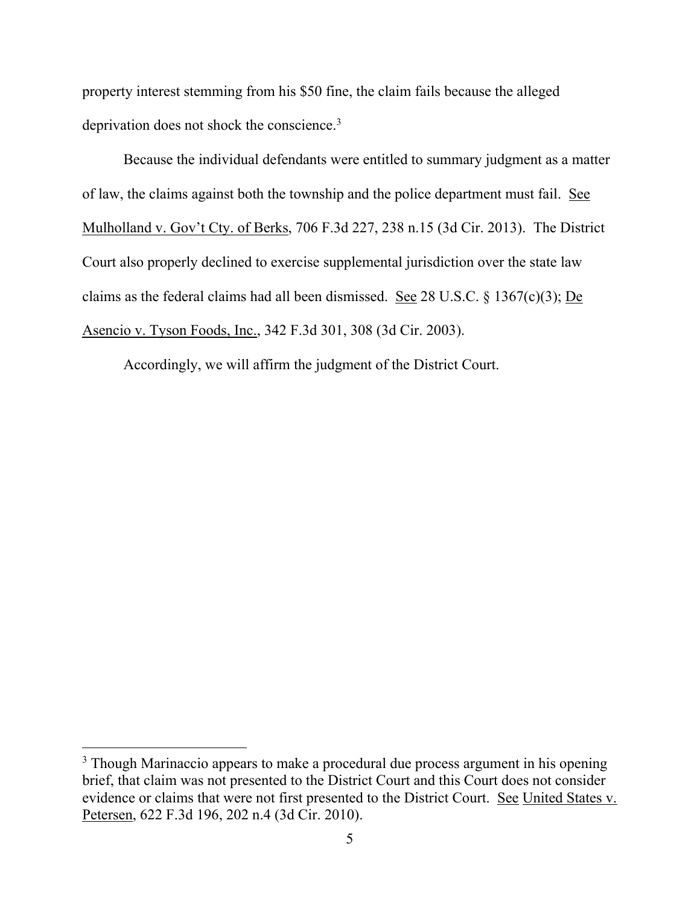property interest stemming from his $50 fine, the claim fails because the alleged deprivation does not shock the conscience.[3]

Because the individual defendants were entitled to summary judgment as a matter of law, the claims against both the township and the police department must fail. See Mulholland v. Gov't Cty. of Berks, 706 F.3d 227, 238 n.15 (3d Cir. 2013). The District Court also properly declined to exercise supplemental jurisdiction over the state law claims as the federal claims had all been dismissed. See 28 U.S.C. § 1367(c)(3); De Asencio v. Tyson Foods, Inc., 342 F.3d 301, 308 (3d Cir. 2003).

Accordingly, we will affirm the judgment of the District Court.

---

[3] Though Marinaccio appears to make a procedural due process argument in his opening brief, that claim was not presented to the District Court and this Court does not consider evidence or claims that were not first presented to the District Court. See United States v. Petersen, 622 F.3d 196, 202 n.4 (3d Cir. 2010).